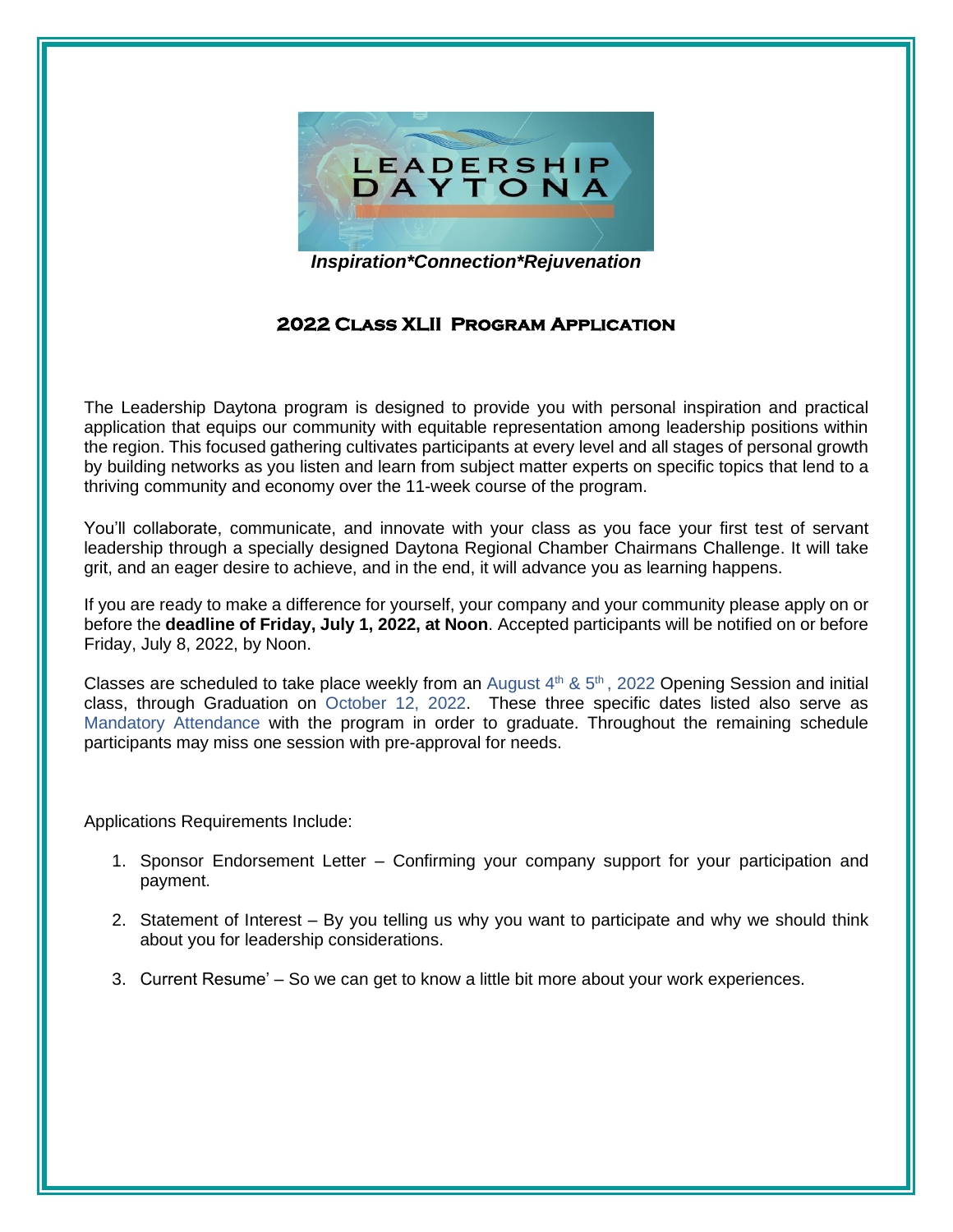LEADERSHIP DAYTONA

***Inspiration*Connection*Rejuvenation***

## 2022 Class XLII Program Application

The Leadership Daytona program is designed to provide you with personal inspiration and practical application that equips our community with equitable representation among leadership positions within the region. This focused gathering cultivates participants at every level and all stages of personal growth by building networks as you listen and learn from subject matter experts on specific topics that lend to a thriving community and economy over the 11-week course of the program.

You'll collaborate, communicate, and innovate with your class as you face your first test of servant leadership through a specially designed Daytona Regional Chamber Chairmans Challenge. It will take grit, and an eager desire to achieve, and in the end, it will advance you as learning happens.

If you are ready to make a difference for yourself, your company and your community please apply on or before the **deadline of Friday, July 1, 2022, at Noon**. Accepted participants will be notified on or before Friday, July 8, 2022, by Noon.

Classes are scheduled to take place weekly from an August 4th & 5th, 2022 Opening Session and initial class, through Graduation on October 12, 2022. These three specific dates listed also serve as Mandatory Attendance with the program in order to graduate. Throughout the remaining schedule participants may miss one session with pre-approval for needs.

Applications Requirements Include:

1. Sponsor Endorsement Letter – Confirming your company support for your participation and payment.
2. Statement of Interest – By you telling us why you want to participate and why we should think about you for leadership considerations.
3. Current Resume' – So we can get to know a little bit more about your work experiences.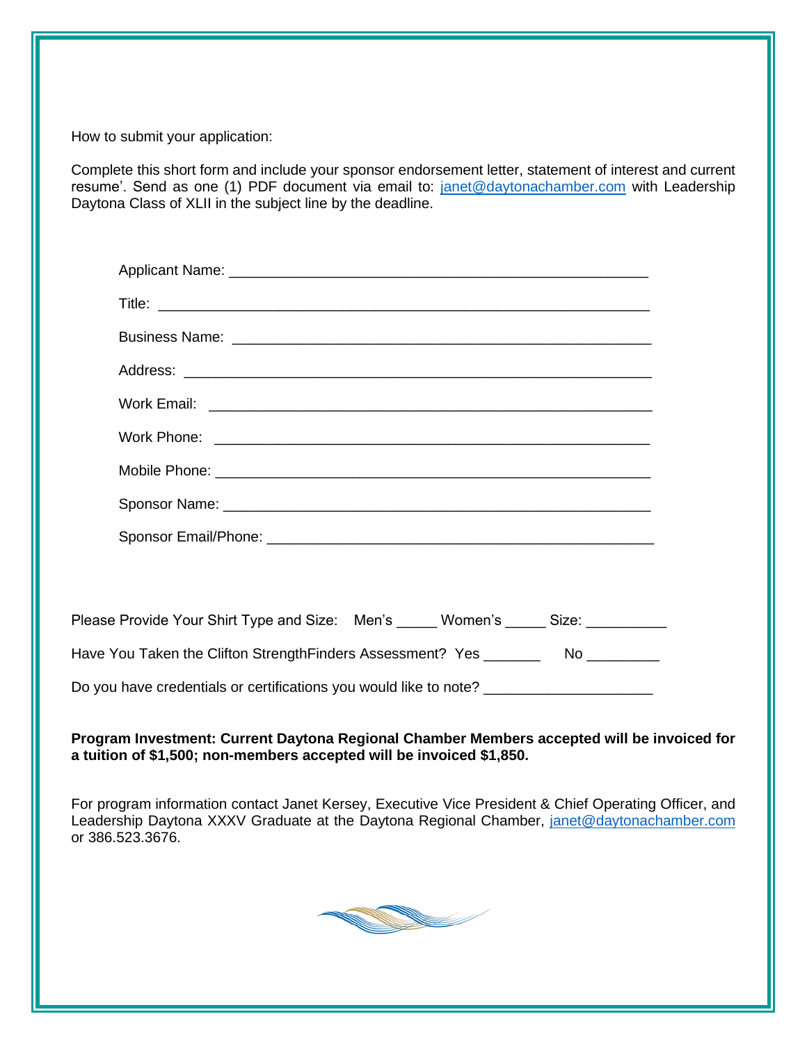How to submit your application:

Complete this short form and include your sponsor endorsement letter, statement of interest and current resume'. Send as one (1) PDF document via email to: janet@daytonachamber.com with Leadership Daytona Class of XLII in the subject line by the deadline.

Applicant Name: ____________________________________________________

Title: ____________________________________________________________

Business Name: ____________________________________________________

Address: _________________________________________________________

Work Email: ______________________________________________________

Work Phone: ______________________________________________________

Mobile Phone: _____________________________________________________

Sponsor Name: _____________________________________________________

Sponsor Email/Phone: _______________________________________________

Please Provide Your Shirt Type and Size: Men's _____ Women's _____ Size: __________

Have You Taken the Clifton StrengthFinders Assessment? Yes _______ No _________

Do you have credentials or certifications you would like to note? ____________________

**Program Investment: Current Daytona Regional Chamber Members accepted will be invoiced for a tuition of $1,500; non-members accepted will be invoiced $1,850.**

For program information contact Janet Kersey, Executive Vice President & Chief Operating Officer, and Leadership Daytona XXXV Graduate at the Daytona Regional Chamber, janet@daytonachamber.com or 386.523.3676.